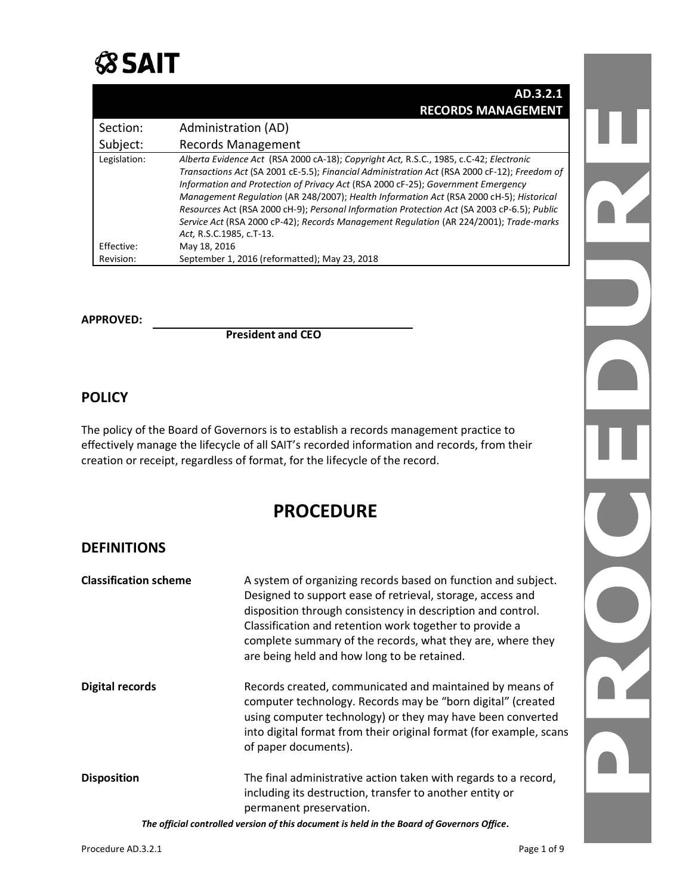SAIT

# AD.3.2.1 RECORDS MANAGEMENT

| Section: | Administration (AD) |
| --- | --- |
| Subject: | Records Management |
| Legislation: | *Alberta Evidence Act* (RSA 2000 cA-18); *Copyright Act,* R.S.C., 1985, c.C-42; *Electronic Transactions Act* (SA 2001 cE-5.5); *Financial Administration Act* (RSA 2000 cF-12); *Freedom of Information and Protection of Privacy Act* (RSA 2000 cF-25); *Government Emergency Management Regulation* (AR 248/2007); *Health Information Act* (RSA 2000 cH-5); *Historical Resources* Act (RSA 2000 cH-9); *Personal Information Protection Act* (SA 2003 cP-6.5); *Public Service Act* (RSA 2000 cP-42); *Records Management Regulation* (AR 224/2001); *Trade-marks Act,* R.S.C.1985, c.T-13. |
| Effective: | May 18, 2016 |
| Revision: | September 1, 2016 (reformatted); May 23, 2018 |

**APPROVED:** ______________________________

**President and CEO**

## POLICY

The policy of the Board of Governors is to establish a records management practice to effectively manage the lifecycle of all SAIT's recorded information and records, from their creation or receipt, regardless of format, for the lifecycle of the record.

# PROCEDURE

## DEFINITIONS

**Classification scheme** — A system of organizing records based on function and subject. Designed to support ease of retrieval, storage, access and disposition through consistency in description and control. Classification and retention work together to provide a complete summary of the records, what they are, where they are being held and how long to be retained.

**Digital records** — Records created, communicated and maintained by means of computer technology. Records may be "born digital" (created using computer technology) or they may have been converted into digital format from their original format (for example, scans of paper documents).

**Disposition** — The final administrative action taken with regards to a record, including its destruction, transfer to another entity or permanent preservation.

***The official controlled version of this document is held in the Board of Governors Office.***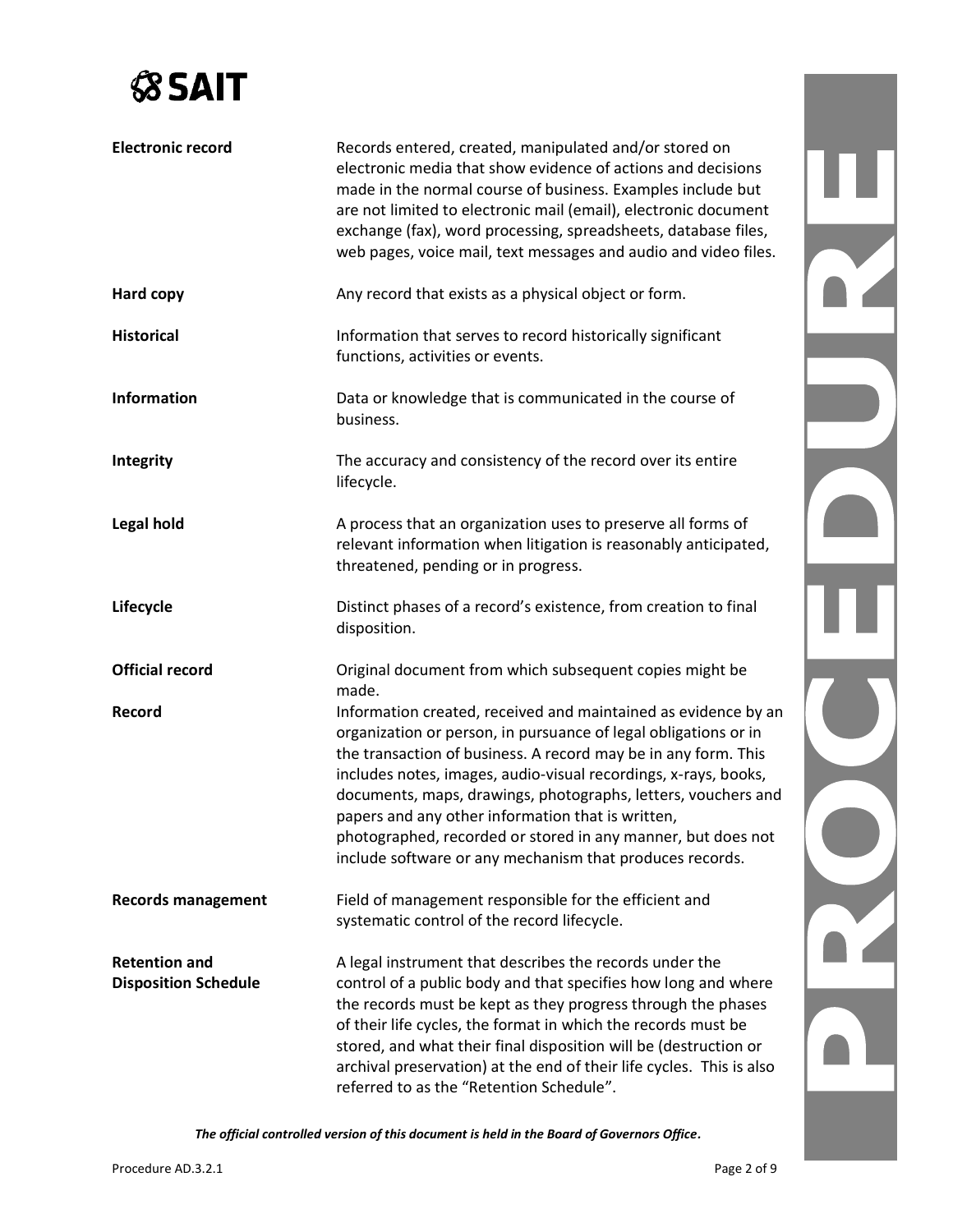| | |
|---|---|
| **Electronic record** | Records entered, created, manipulated and/or stored on electronic media that show evidence of actions and decisions made in the normal course of business. Examples include but are not limited to electronic mail (email), electronic document exchange (fax), word processing, spreadsheets, database files, web pages, voice mail, text messages and audio and video files. |
| **Hard copy** | Any record that exists as a physical object or form. |
| **Historical** | Information that serves to record historically significant functions, activities or events. |
| **Information** | Data or knowledge that is communicated in the course of business. |
| **Integrity** | The accuracy and consistency of the record over its entire lifecycle. |
| **Legal hold** | A process that an organization uses to preserve all forms of relevant information when litigation is reasonably anticipated, threatened, pending or in progress. |
| **Lifecycle** | Distinct phases of a record's existence, from creation to final disposition. |
| **Official record** | Original document from which subsequent copies might be made. |
| **Record** | Information created, received and maintained as evidence by an organization or person, in pursuance of legal obligations or in the transaction of business. A record may be in any form. This includes notes, images, audio-visual recordings, x-rays, books, documents, maps, drawings, photographs, letters, vouchers and papers and any other information that is written, photographed, recorded or stored in any manner, but does not include software or any mechanism that produces records. |
| **Records management** | Field of management responsible for the efficient and systematic control of the record lifecycle. |
| **Retention and Disposition Schedule** | A legal instrument that describes the records under the control of a public body and that specifies how long and where the records must be kept as they progress through the phases of their life cycles, the format in which the records must be stored, and what their final disposition will be (destruction or archival preservation) at the end of their life cycles. This is also referred to as the "Retention Schedule". |

***The official controlled version of this document is held in the Board of Governors Office.***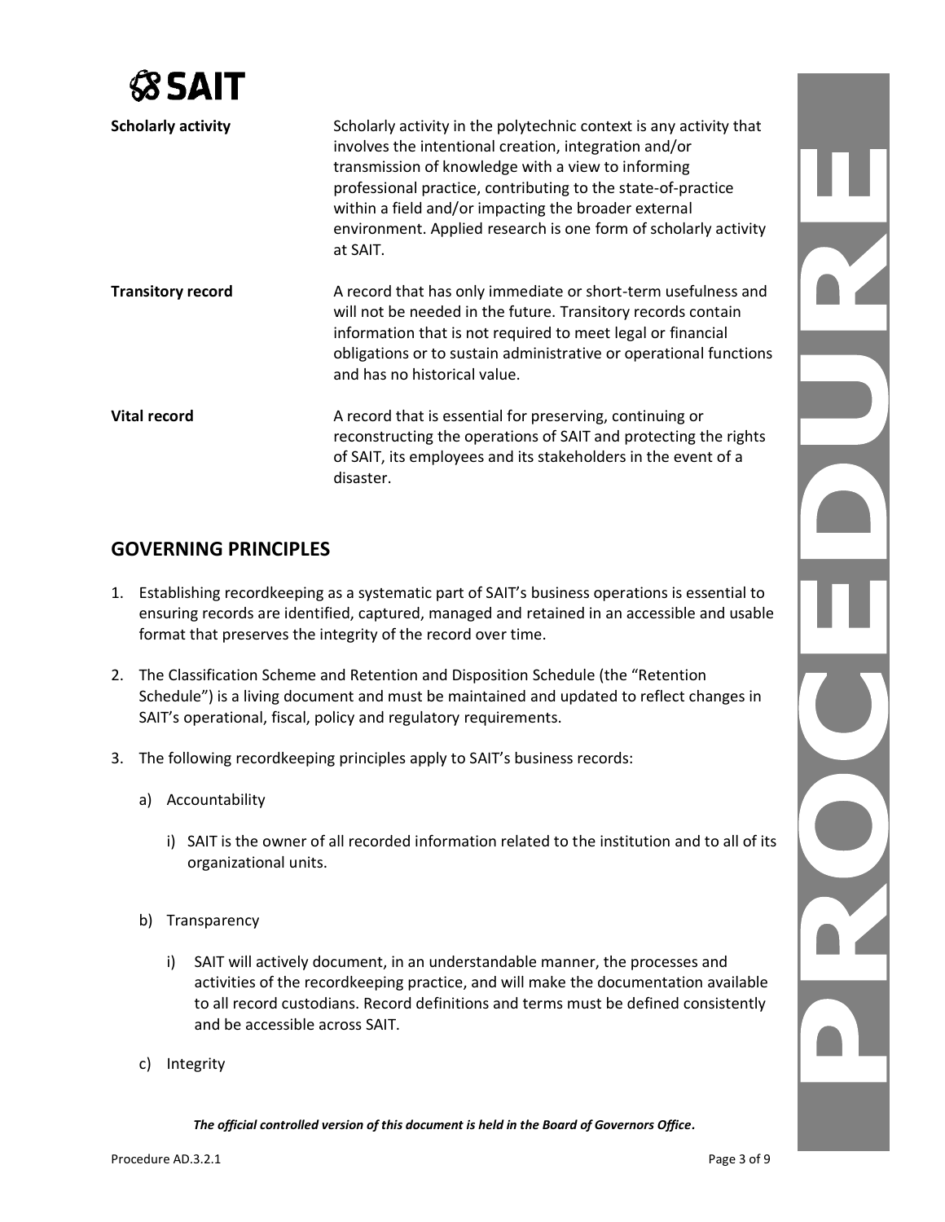| | |
|---|---|
| **Scholarly activity** | Scholarly activity in the polytechnic context is any activity that involves the intentional creation, integration and/or transmission of knowledge with a view to informing professional practice, contributing to the state-of-practice within a field and/or impacting the broader external environment. Applied research is one form of scholarly activity at SAIT. |
| **Transitory record** | A record that has only immediate or short-term usefulness and will not be needed in the future. Transitory records contain information that is not required to meet legal or financial obligations or to sustain administrative or operational functions and has no historical value. |
| **Vital record** | A record that is essential for preserving, continuing or reconstructing the operations of SAIT and protecting the rights of SAIT, its employees and its stakeholders in the event of a disaster. |

## GOVERNING PRINCIPLES

1. Establishing recordkeeping as a systematic part of SAIT's business operations is essential to ensuring records are identified, captured, managed and retained in an accessible and usable format that preserves the integrity of the record over time.

2. The Classification Scheme and Retention and Disposition Schedule (the "Retention Schedule") is a living document and must be maintained and updated to reflect changes in SAIT's operational, fiscal, policy and regulatory requirements.

3. The following recordkeeping principles apply to SAIT's business records:

   a) Accountability

      i) SAIT is the owner of all recorded information related to the institution and to all of its organizational units.

   b) Transparency

      i) SAIT will actively document, in an understandable manner, the processes and activities of the recordkeeping practice, and will make the documentation available to all record custodians. Record definitions and terms must be defined consistently and be accessible across SAIT.

   c) Integrity

***The official controlled version of this document is held in the Board of Governors Office.***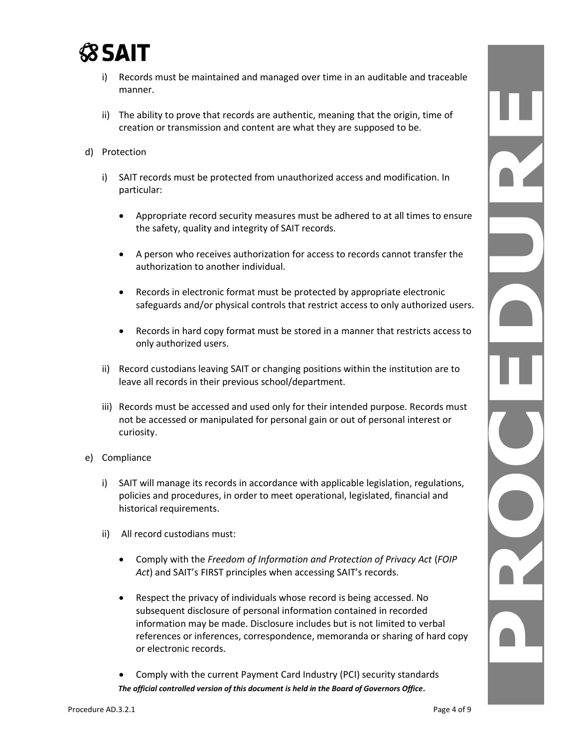i) Records must be maintained and managed over time in an auditable and traceable manner.

ii) The ability to prove that records are authentic, meaning that the origin, time of creation or transmission and content are what they are supposed to be.

d) Protection

i) SAIT records must be protected from unauthorized access and modification. In particular:

- Appropriate record security measures must be adhered to at all times to ensure the safety, quality and integrity of SAIT records.
- A person who receives authorization for access to records cannot transfer the authorization to another individual.
- Records in electronic format must be protected by appropriate electronic safeguards and/or physical controls that restrict access to only authorized users.
- Records in hard copy format must be stored in a manner that restricts access to only authorized users.

ii) Record custodians leaving SAIT or changing positions within the institution are to leave all records in their previous school/department.

iii) Records must be accessed and used only for their intended purpose. Records must not be accessed or manipulated for personal gain or out of personal interest or curiosity.

e) Compliance

i) SAIT will manage its records in accordance with applicable legislation, regulations, policies and procedures, in order to meet operational, legislated, financial and historical requirements.

ii) All record custodians must:

- Comply with the *Freedom of Information and Protection of Privacy Act* (*FOIP Act*) and SAIT's FIRST principles when accessing SAIT's records.
- Respect the privacy of individuals whose record is being accessed. No subsequent disclosure of personal information contained in recorded information may be made. Disclosure includes but is not limited to verbal references or inferences, correspondence, memoranda or sharing of hard copy or electronic records.
- Comply with the current Payment Card Industry (PCI) security standards

***The official controlled version of this document is held in the Board of Governors Office.***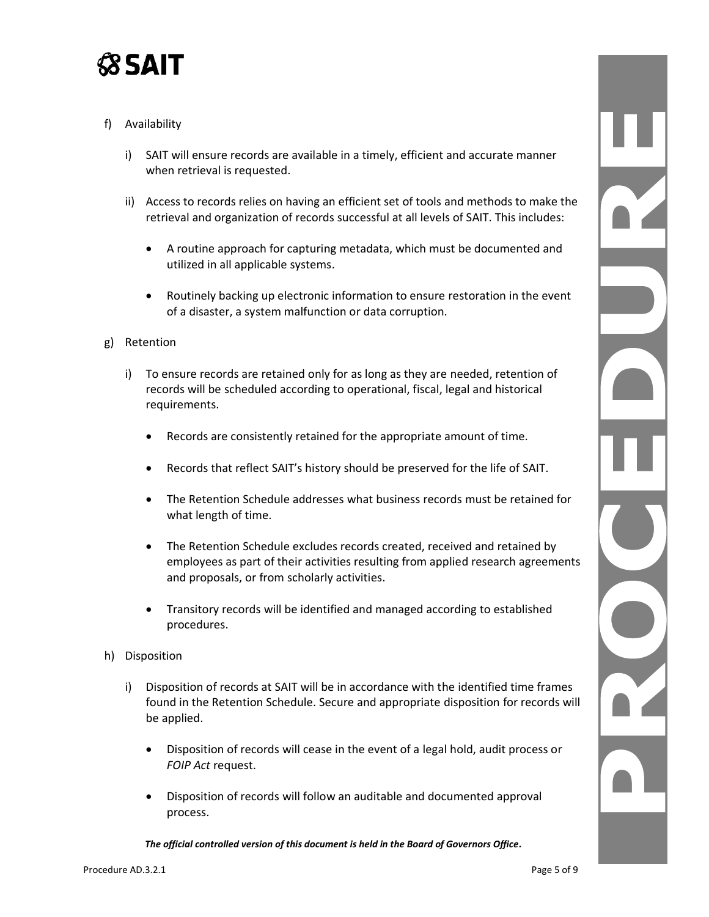f) Availability

   i) SAIT will ensure records are available in a timely, efficient and accurate manner when retrieval is requested.

   ii) Access to records relies on having an efficient set of tools and methods to make the retrieval and organization of records successful at all levels of SAIT. This includes:

      - A routine approach for capturing metadata, which must be documented and utilized in all applicable systems.

      - Routinely backing up electronic information to ensure restoration in the event of a disaster, a system malfunction or data corruption.

g) Retention

   i) To ensure records are retained only for as long as they are needed, retention of records will be scheduled according to operational, fiscal, legal and historical requirements.

      - Records are consistently retained for the appropriate amount of time.

      - Records that reflect SAIT's history should be preserved for the life of SAIT.

      - The Retention Schedule addresses what business records must be retained for what length of time.

      - The Retention Schedule excludes records created, received and retained by employees as part of their activities resulting from applied research agreements and proposals, or from scholarly activities.

      - Transitory records will be identified and managed according to established procedures.

h) Disposition

   i) Disposition of records at SAIT will be in accordance with the identified time frames found in the Retention Schedule. Secure and appropriate disposition for records will be applied.

      - Disposition of records will cease in the event of a legal hold, audit process or *FOIP Act* request.

      - Disposition of records will follow an auditable and documented approval process.

***The official controlled version of this document is held in the Board of Governors Office.***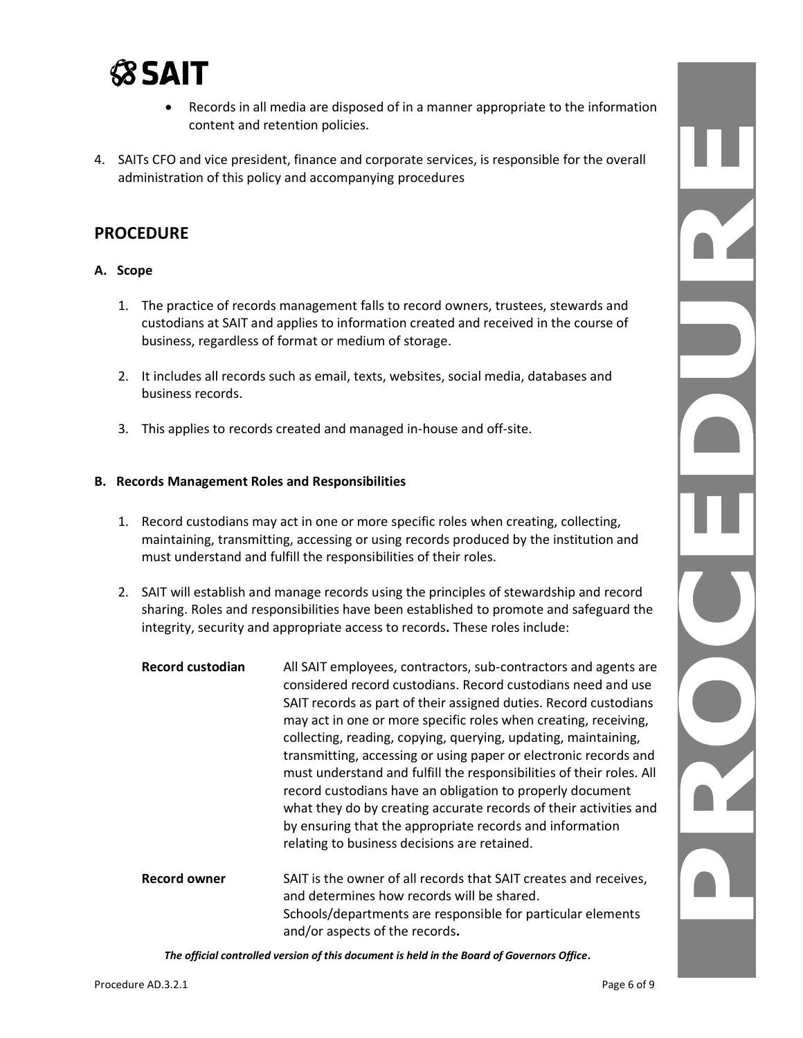- Records in all media are disposed of in a manner appropriate to the information content and retention policies.

4. SAITs CFO and vice president, finance and corporate services, is responsible for the overall administration of this policy and accompanying procedures

## PROCEDURE

### A. Scope

1. The practice of records management falls to record owners, trustees, stewards and custodians at SAIT and applies to information created and received in the course of business, regardless of format or medium of storage.

2. It includes all records such as email, texts, websites, social media, databases and business records.

3. This applies to records created and managed in-house and off-site.

### B. Records Management Roles and Responsibilities

1. Record custodians may act in one or more specific roles when creating, collecting, maintaining, transmitting, accessing or using records produced by the institution and must understand and fulfill the responsibilities of their roles.

2. SAIT will establish and manage records using the principles of stewardship and record sharing. Roles and responsibilities have been established to promote and safeguard the integrity, security and appropriate access to records**.** These roles include:

**Record custodian** — All SAIT employees, contractors, sub-contractors and agents are considered record custodians. Record custodians need and use SAIT records as part of their assigned duties. Record custodians may act in one or more specific roles when creating, receiving, collecting, reading, copying, querying, updating, maintaining, transmitting, accessing or using paper or electronic records and must understand and fulfill the responsibilities of their roles. All record custodians have an obligation to properly document what they do by creating accurate records of their activities and by ensuring that the appropriate records and information relating to business decisions are retained.

**Record owner** — SAIT is the owner of all records that SAIT creates and receives, and determines how records will be shared. Schools/departments are responsible for particular elements and/or aspects of the records**.**

***The official controlled version of this document is held in the Board of Governors Office.***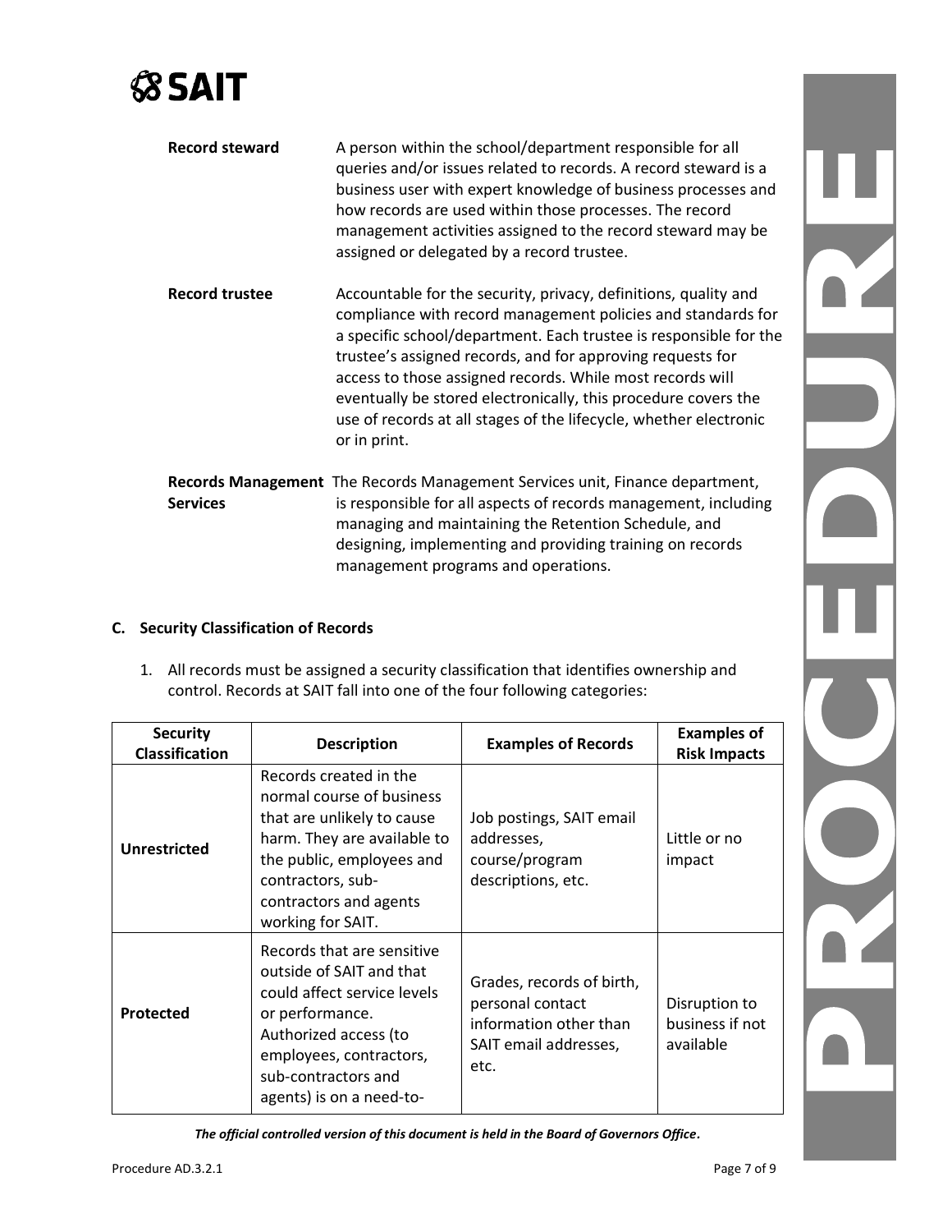**Record steward** A person within the school/department responsible for all queries and/or issues related to records. A record steward is a business user with expert knowledge of business processes and how records are used within those processes. The record management activities assigned to the record steward may be assigned or delegated by a record trustee.

**Record trustee** Accountable for the security, privacy, definitions, quality and compliance with record management policies and standards for a specific school/department. Each trustee is responsible for the trustee's assigned records, and for approving requests for access to those assigned records. While most records will eventually be stored electronically, this procedure covers the use of records at all stages of the lifecycle, whether electronic or in print.

**Records Management Services** The Records Management Services unit, Finance department, is responsible for all aspects of records management, including managing and maintaining the Retention Schedule, and designing, implementing and providing training on records management programs and operations.

### C. Security Classification of Records

1. All records must be assigned a security classification that identifies ownership and control. Records at SAIT fall into one of the four following categories:

| Security Classification | Description | Examples of Records | Examples of Risk Impacts |
|---|---|---|---|
| **Unrestricted** | Records created in the normal course of business that are unlikely to cause harm. They are available to the public, employees and contractors, sub-contractors and agents working for SAIT. | Job postings, SAIT email addresses, course/program descriptions, etc. | Little or no impact |
| **Protected** | Records that are sensitive outside of SAIT and that could affect service levels or performance. Authorized access (to employees, contractors, sub-contractors and agents) is on a need-to- | Grades, records of birth, personal contact information other than SAIT email addresses, etc. | Disruption to business if not available |

***The official controlled version of this document is held in the Board of Governors Office.***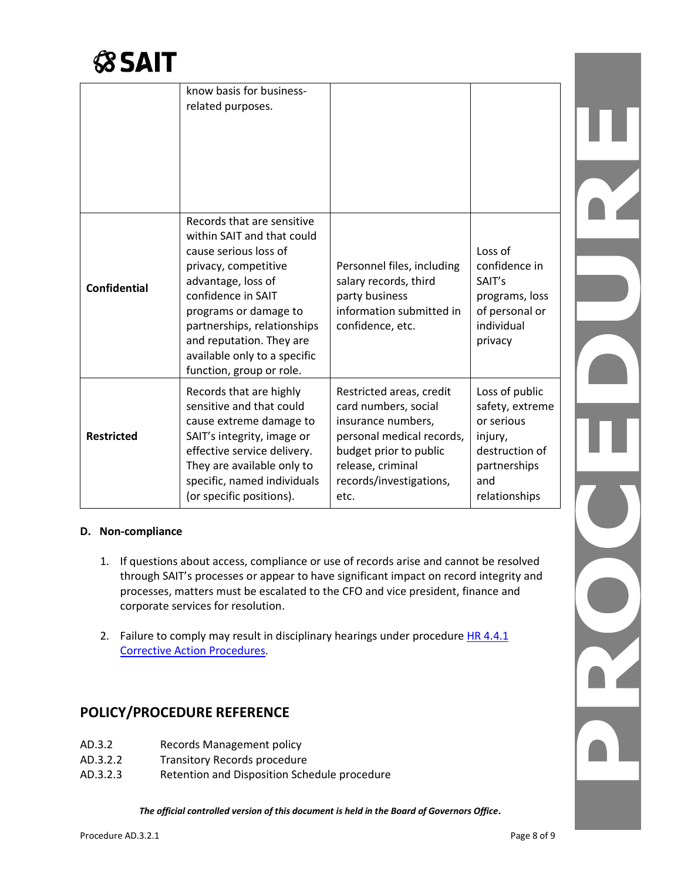| | | | |
|---|---|---|---|
| | know basis for business-related purposes. | | |
| **Confidential** | Records that are sensitive within SAIT and that could cause serious loss of privacy, competitive advantage, loss of confidence in SAIT programs or damage to partnerships, relationships and reputation. They are available only to a specific function, group or role. | Personnel files, including salary records, third party business information submitted in confidence, etc. | Loss of confidence in SAIT's programs, loss of personal or individual privacy |
| **Restricted** | Records that are highly sensitive and that could cause extreme damage to SAIT's integrity, image or effective service delivery. They are available only to specific, named individuals (or specific positions). | Restricted areas, credit card numbers, social insurance numbers, personal medical records, budget prior to public release, criminal records/investigations, etc. | Loss of public safety, extreme or serious injury, destruction of partnerships and relationships |

**D. Non-compliance**

1. If questions about access, compliance or use of records arise and cannot be resolved through SAIT's processes or appear to have significant impact on record integrity and processes, matters must be escalated to the CFO and vice president, finance and corporate services for resolution.

2. Failure to comply may result in disciplinary hearings under procedure HR 4.4.1 Corrective Action Procedures.

## POLICY/PROCEDURE REFERENCE

AD.3.2 Records Management policy
AD.3.2.2 Transitory Records procedure
AD.3.2.3 Retention and Disposition Schedule procedure

*The official controlled version of this document is held in the Board of Governors Office.*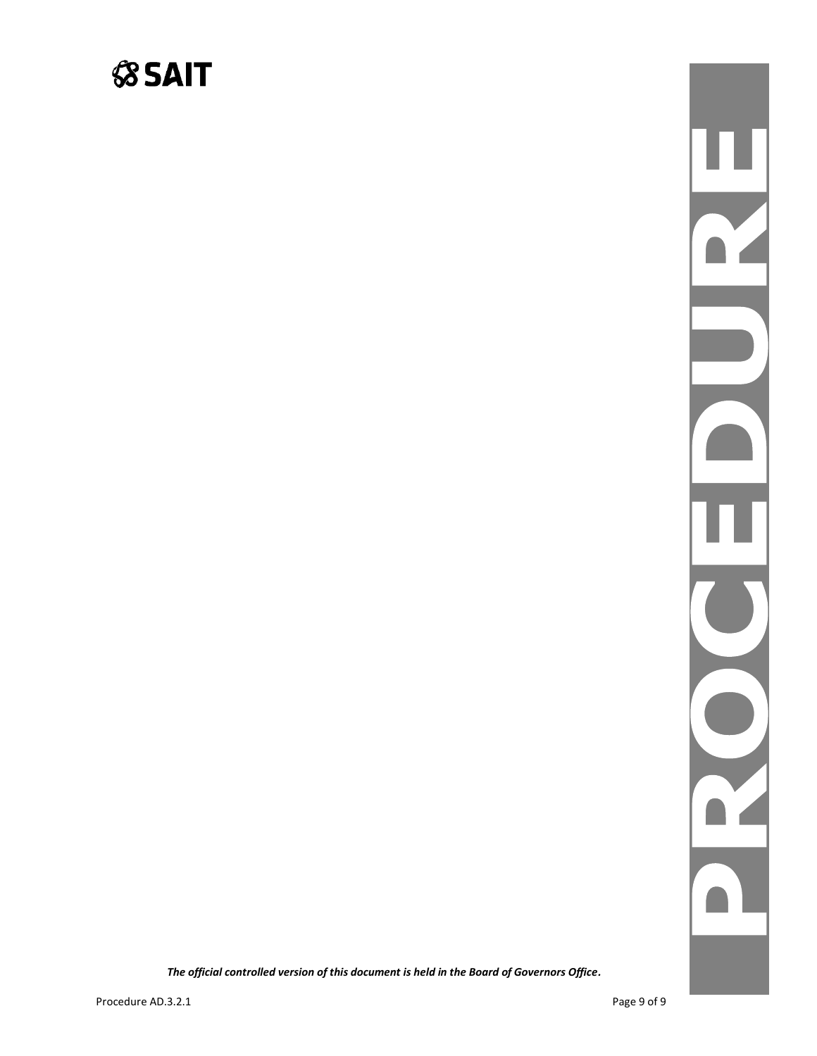*The official controlled version of this document is held in the Board of Governors Office.*